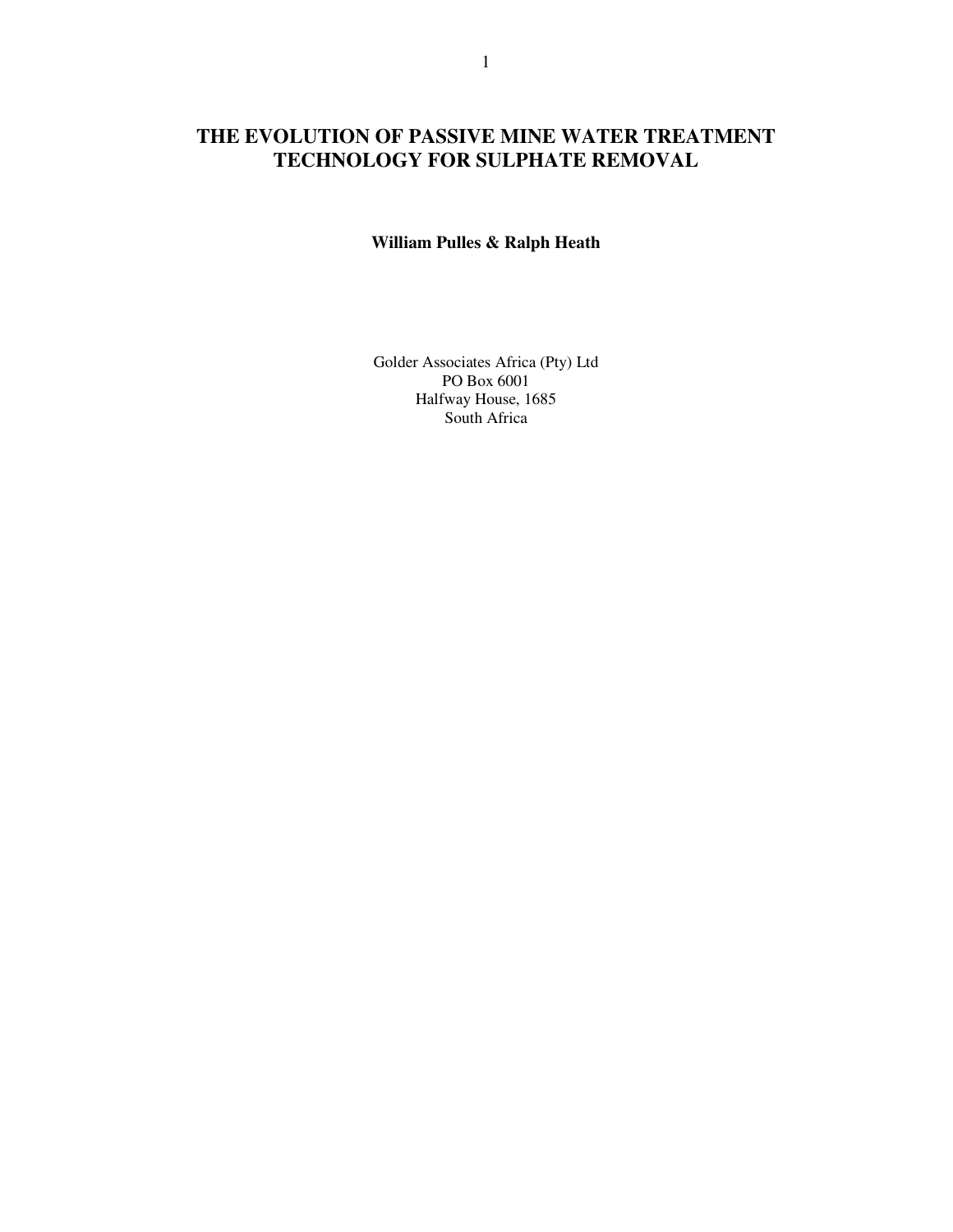# THE EVOLUTION OF PASSIVE MINE WATER TREATMENT TECHNOLOGY FOR SULPHATE REMOVAL

**William Pulles & Ralph Heath**

Golder Associates Africa (Pty) Ltd
PO Box 6001
Halfway House, 1685
South Africa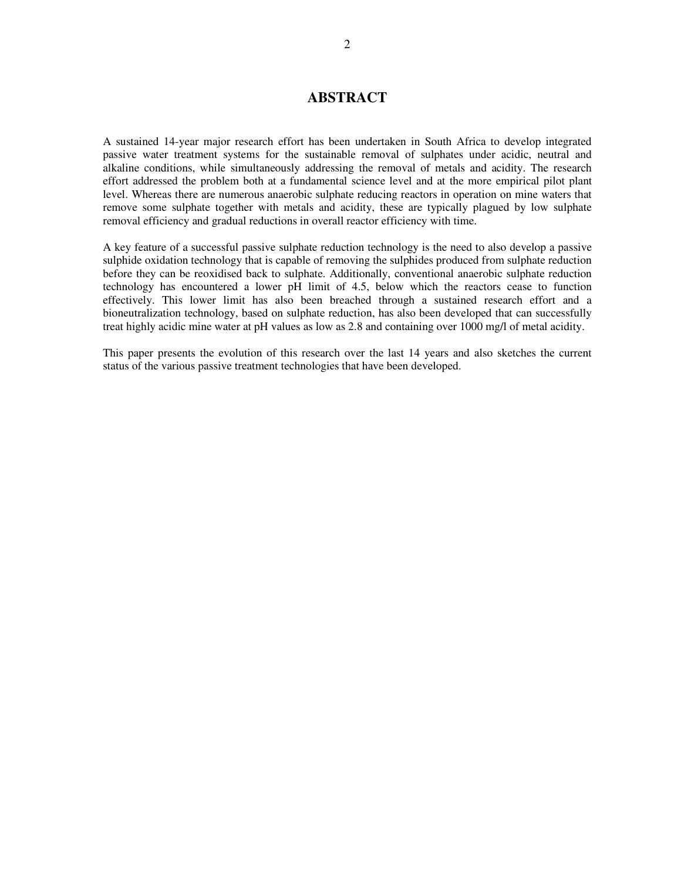# ABSTRACT

A sustained 14-year major research effort has been undertaken in South Africa to develop integrated passive water treatment systems for the sustainable removal of sulphates under acidic, neutral and alkaline conditions, while simultaneously addressing the removal of metals and acidity. The research effort addressed the problem both at a fundamental science level and at the more empirical pilot plant level. Whereas there are numerous anaerobic sulphate reducing reactors in operation on mine waters that remove some sulphate together with metals and acidity, these are typically plagued by low sulphate removal efficiency and gradual reductions in overall reactor efficiency with time.

A key feature of a successful passive sulphate reduction technology is the need to also develop a passive sulphide oxidation technology that is capable of removing the sulphides produced from sulphate reduction before they can be reoxidised back to sulphate. Additionally, conventional anaerobic sulphate reduction technology has encountered a lower pH limit of 4.5, below which the reactors cease to function effectively. This lower limit has also been breached through a sustained research effort and a bioneutralization technology, based on sulphate reduction, has also been developed that can successfully treat highly acidic mine water at pH values as low as 2.8 and containing over 1000 mg/l of metal acidity.

This paper presents the evolution of this research over the last 14 years and also sketches the current status of the various passive treatment technologies that have been developed.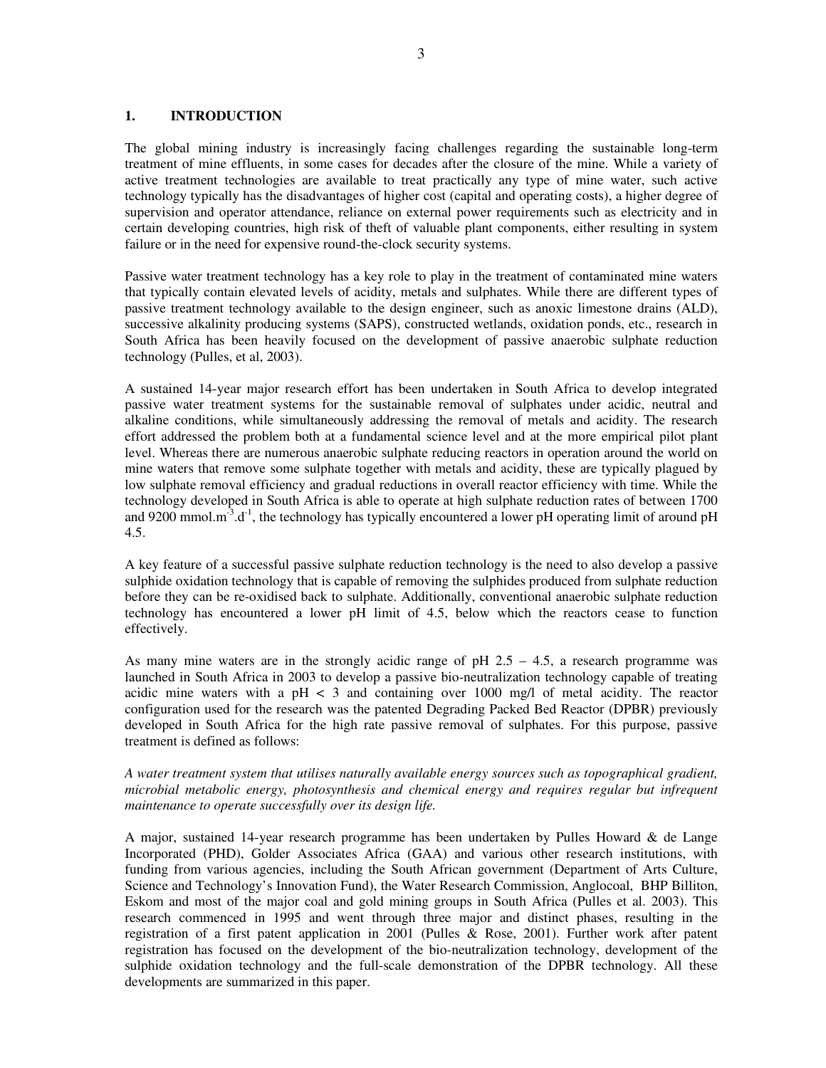# 1. INTRODUCTION

The global mining industry is increasingly facing challenges regarding the sustainable long-term treatment of mine effluents, in some cases for decades after the closure of the mine. While a variety of active treatment technologies are available to treat practically any type of mine water, such active technology typically has the disadvantages of higher cost (capital and operating costs), a higher degree of supervision and operator attendance, reliance on external power requirements such as electricity and in certain developing countries, high risk of theft of valuable plant components, either resulting in system failure or in the need for expensive round-the-clock security systems.

Passive water treatment technology has a key role to play in the treatment of contaminated mine waters that typically contain elevated levels of acidity, metals and sulphates. While there are different types of passive treatment technology available to the design engineer, such as anoxic limestone drains (ALD), successive alkalinity producing systems (SAPS), constructed wetlands, oxidation ponds, etc., research in South Africa has been heavily focused on the development of passive anaerobic sulphate reduction technology (Pulles, et al, 2003).

A sustained 14-year major research effort has been undertaken in South Africa to develop integrated passive water treatment systems for the sustainable removal of sulphates under acidic, neutral and alkaline conditions, while simultaneously addressing the removal of metals and acidity. The research effort addressed the problem both at a fundamental science level and at the more empirical pilot plant level. Whereas there are numerous anaerobic sulphate reducing reactors in operation around the world on mine waters that remove some sulphate together with metals and acidity, these are typically plagued by low sulphate removal efficiency and gradual reductions in overall reactor efficiency with time. While the technology developed in South Africa is able to operate at high sulphate reduction rates of between 1700 and 9200 $mmol.m^{-3}.d^{-1}$, the technology has typically encountered a lower pH operating limit of around pH 4.5.

A key feature of a successful passive sulphate reduction technology is the need to also develop a passive sulphide oxidation technology that is capable of removing the sulphides produced from sulphate reduction before they can be re-oxidised back to sulphate. Additionally, conventional anaerobic sulphate reduction technology has encountered a lower pH limit of 4.5, below which the reactors cease to function effectively.

As many mine waters are in the strongly acidic range of pH 2.5 – 4.5, a research programme was launched in South Africa in 2003 to develop a passive bio-neutralization technology capable of treating acidic mine waters with a pH < 3 and containing over 1000 mg/l of metal acidity. The reactor configuration used for the research was the patented Degrading Packed Bed Reactor (DPBR) previously developed in South Africa for the high rate passive removal of sulphates. For this purpose, passive treatment is defined as follows:

*A water treatment system that utilises naturally available energy sources such as topographical gradient, microbial metabolic energy, photosynthesis and chemical energy and requires regular but infrequent maintenance to operate successfully over its design life.*

A major, sustained 14-year research programme has been undertaken by Pulles Howard & de Lange Incorporated (PHD), Golder Associates Africa (GAA) and various other research institutions, with funding from various agencies, including the South African government (Department of Arts Culture, Science and Technology's Innovation Fund), the Water Research Commission, Anglocoal, BHP Billiton, Eskom and most of the major coal and gold mining groups in South Africa (Pulles et al. 2003). This research commenced in 1995 and went through three major and distinct phases, resulting in the registration of a first patent application in 2001 (Pulles & Rose, 2001). Further work after patent registration has focused on the development of the bio-neutralization technology, development of the sulphide oxidation technology and the full-scale demonstration of the DPBR technology. All these developments are summarized in this paper.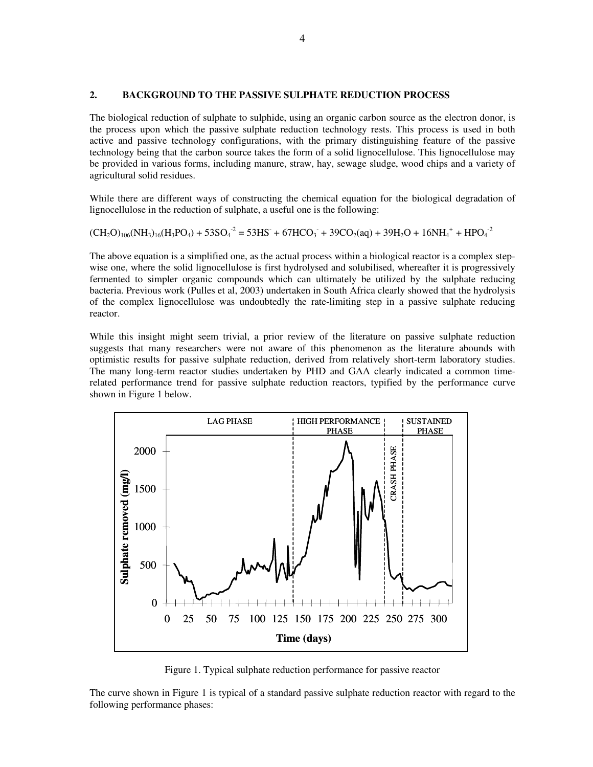## 2. BACKGROUND TO THE PASSIVE SULPHATE REDUCTION PROCESS

The biological reduction of sulphate to sulphide, using an organic carbon source as the electron donor, is the process upon which the passive sulphate reduction technology rests. This process is used in both active and passive technology configurations, with the primary distinguishing feature of the passive technology being that the carbon source takes the form of a solid lignocellulose. This lignocellulose may be provided in various forms, including manure, straw, hay, sewage sludge, wood chips and a variety of agricultural solid residues.

While there are different ways of constructing the chemical equation for the biological degradation of lignocellulose in the reduction of sulphate, a useful one is the following:

$$(CH_2O)_{106}(NH_3)_{16}(H_3PO_4) + 53SO_4^{-2} = 53HS^{-} + 67HCO_3^{-} + 39CO_2(aq) + 39H_2O + 16NH_4^{+} + HPO_4^{-2}$$

The above equation is a simplified one, as the actual process within a biological reactor is a complex step-wise one, where the solid lignocellulose is first hydrolysed and solubilised, whereafter it is progressively fermented to simpler organic compounds which can ultimately be utilized by the sulphate reducing bacteria. Previous work (Pulles et al, 2003) undertaken in South Africa clearly showed that the hydrolysis of the complex lignocellulose was undoubtedly the rate-limiting step in a passive sulphate reducing reactor.

While this insight might seem trivial, a prior review of the literature on passive sulphate reduction suggests that many researchers were not aware of this phenomenon as the literature abounds with optimistic results for passive sulphate reduction, derived from relatively short-term laboratory studies. The many long-term reactor studies undertaken by PHD and GAA clearly indicated a common time-related performance trend for passive sulphate reduction reactors, typified by the performance curve shown in Figure 1 below.

Figure 1. Typical sulphate reduction performance for passive reactor

The curve shown in Figure 1 is typical of a standard passive sulphate reduction reactor with regard to the following performance phases: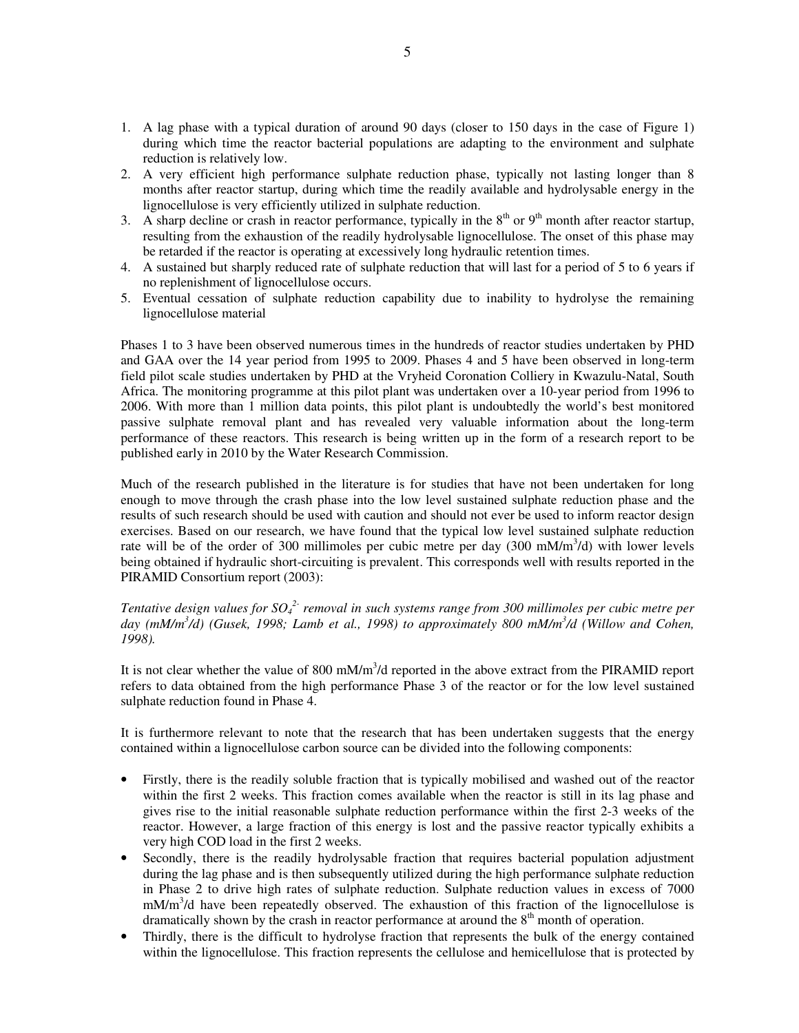1. A lag phase with a typical duration of around 90 days (closer to 150 days in the case of Figure 1) during which time the reactor bacterial populations are adapting to the environment and sulphate reduction is relatively low.
2. A very efficient high performance sulphate reduction phase, typically not lasting longer than 8 months after reactor startup, during which time the readily available and hydrolysable energy in the lignocellulose is very efficiently utilized in sulphate reduction.
3. A sharp decline or crash in reactor performance, typically in the 8th or 9th month after reactor startup, resulting from the exhaustion of the readily hydrolysable lignocellulose. The onset of this phase may be retarded if the reactor is operating at excessively long hydraulic retention times.
4. A sustained but sharply reduced rate of sulphate reduction that will last for a period of 5 to 6 years if no replenishment of lignocellulose occurs.
5. Eventual cessation of sulphate reduction capability due to inability to hydrolyse the remaining lignocellulose material

Phases 1 to 3 have been observed numerous times in the hundreds of reactor studies undertaken by PHD and GAA over the 14 year period from 1995 to 2009. Phases 4 and 5 have been observed in long-term field pilot scale studies undertaken by PHD at the Vryheid Coronation Colliery in Kwazulu-Natal, South Africa. The monitoring programme at this pilot plant was undertaken over a 10-year period from 1996 to 2006. With more than 1 million data points, this pilot plant is undoubtedly the world's best monitored passive sulphate removal plant and has revealed very valuable information about the long-term performance of these reactors. This research is being written up in the form of a research report to be published early in 2010 by the Water Research Commission.

Much of the research published in the literature is for studies that have not been undertaken for long enough to move through the crash phase into the low level sustained sulphate reduction phase and the results of such research should be used with caution and should not ever be used to inform reactor design exercises. Based on our research, we have found that the typical low level sustained sulphate reduction rate will be of the order of 300 millimoles per cubic metre per day (300 $mM/m^3/d$) with lower levels being obtained if hydraulic short-circuiting is prevalent. This corresponds well with results reported in the PIRAMID Consortium report (2003):

*Tentative design values for $SO_4^{2-}$ removal in such systems range from 300 millimoles per cubic metre per day ($mM/m^3/d$) (Gusek, 1998; Lamb et al., 1998) to approximately 800 $mM/m^3/d$ (Willow and Cohen, 1998).*

It is not clear whether the value of 800 $mM/m^3/d$ reported in the above extract from the PIRAMID report refers to data obtained from the high performance Phase 3 of the reactor or for the low level sustained sulphate reduction found in Phase 4.

It is furthermore relevant to note that the research that has been undertaken suggests that the energy contained within a lignocellulose carbon source can be divided into the following components:

- Firstly, there is the readily soluble fraction that is typically mobilised and washed out of the reactor within the first 2 weeks. This fraction comes available when the reactor is still in its lag phase and gives rise to the initial reasonable sulphate reduction performance within the first 2-3 weeks of the reactor. However, a large fraction of this energy is lost and the passive reactor typically exhibits a very high COD load in the first 2 weeks.
- Secondly, there is the readily hydrolysable fraction that requires bacterial population adjustment during the lag phase and is then subsequently utilized during the high performance sulphate reduction in Phase 2 to drive high rates of sulphate reduction. Sulphate reduction values in excess of 7000 $mM/m^3/d$ have been repeatedly observed. The exhaustion of this fraction of the lignocellulose is dramatically shown by the crash in reactor performance at around the 8th month of operation.
- Thirdly, there is the difficult to hydrolyse fraction that represents the bulk of the energy contained within the lignocellulose. This fraction represents the cellulose and hemicellulose that is protected by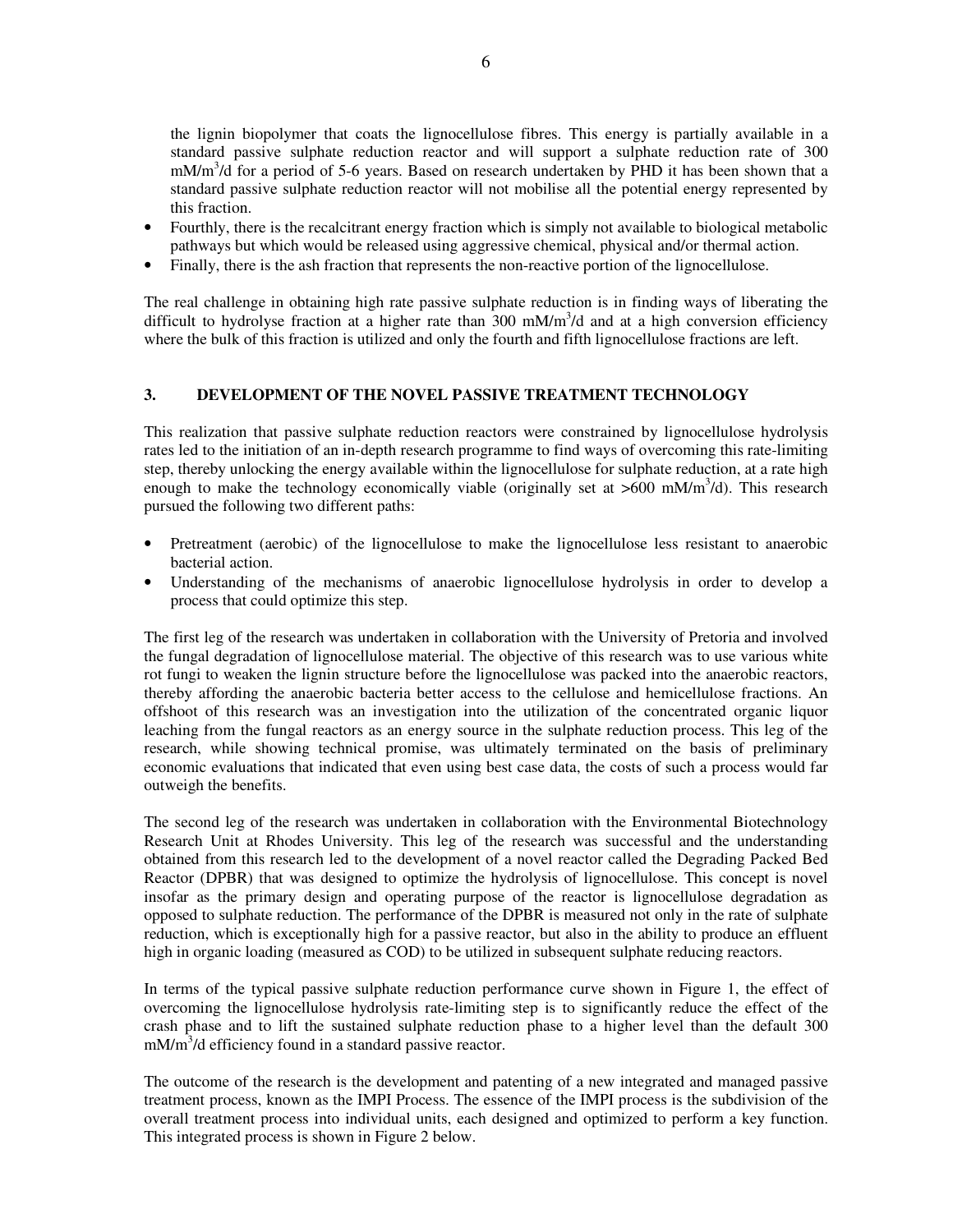the lignin biopolymer that coats the lignocellulose fibres. This energy is partially available in a standard passive sulphate reduction reactor and will support a sulphate reduction rate of 300 $mM/m^3/d$ for a period of 5-6 years. Based on research undertaken by PHD it has been shown that a standard passive sulphate reduction reactor will not mobilise all the potential energy represented by this fraction.

- Fourthly, there is the recalcitrant energy fraction which is simply not available to biological metabolic pathways but which would be released using aggressive chemical, physical and/or thermal action.
- Finally, there is the ash fraction that represents the non-reactive portion of the lignocellulose.

The real challenge in obtaining high rate passive sulphate reduction is in finding ways of liberating the difficult to hydrolyse fraction at a higher rate than 300 $mM/m^3/d$ and at a high conversion efficiency where the bulk of this fraction is utilized and only the fourth and fifth lignocellulose fractions are left.

## 3. DEVELOPMENT OF THE NOVEL PASSIVE TREATMENT TECHNOLOGY

This realization that passive sulphate reduction reactors were constrained by lignocellulose hydrolysis rates led to the initiation of an in-depth research programme to find ways of overcoming this rate-limiting step, thereby unlocking the energy available within the lignocellulose for sulphate reduction, at a rate high enough to make the technology economically viable (originally set at >600 $mM/m^3/d$). This research pursued the following two different paths:

- Pretreatment (aerobic) of the lignocellulose to make the lignocellulose less resistant to anaerobic bacterial action.
- Understanding of the mechanisms of anaerobic lignocellulose hydrolysis in order to develop a process that could optimize this step.

The first leg of the research was undertaken in collaboration with the University of Pretoria and involved the fungal degradation of lignocellulose material. The objective of this research was to use various white rot fungi to weaken the lignin structure before the lignocellulose was packed into the anaerobic reactors, thereby affording the anaerobic bacteria better access to the cellulose and hemicellulose fractions. An offshoot of this research was an investigation into the utilization of the concentrated organic liquor leaching from the fungal reactors as an energy source in the sulphate reduction process. This leg of the research, while showing technical promise, was ultimately terminated on the basis of preliminary economic evaluations that indicated that even using best case data, the costs of such a process would far outweigh the benefits.

The second leg of the research was undertaken in collaboration with the Environmental Biotechnology Research Unit at Rhodes University. This leg of the research was successful and the understanding obtained from this research led to the development of a novel reactor called the Degrading Packed Bed Reactor (DPBR) that was designed to optimize the hydrolysis of lignocellulose. This concept is novel insofar as the primary design and operating purpose of the reactor is lignocellulose degradation as opposed to sulphate reduction. The performance of the DPBR is measured not only in the rate of sulphate reduction, which is exceptionally high for a passive reactor, but also in the ability to produce an effluent high in organic loading (measured as COD) to be utilized in subsequent sulphate reducing reactors.

In terms of the typical passive sulphate reduction performance curve shown in Figure 1, the effect of overcoming the lignocellulose hydrolysis rate-limiting step is to significantly reduce the effect of the crash phase and to lift the sustained sulphate reduction phase to a higher level than the default 300 $mM/m^3/d$ efficiency found in a standard passive reactor.

The outcome of the research is the development and patenting of a new integrated and managed passive treatment process, known as the IMPI Process. The essence of the IMPI process is the subdivision of the overall treatment process into individual units, each designed and optimized to perform a key function. This integrated process is shown in Figure 2 below.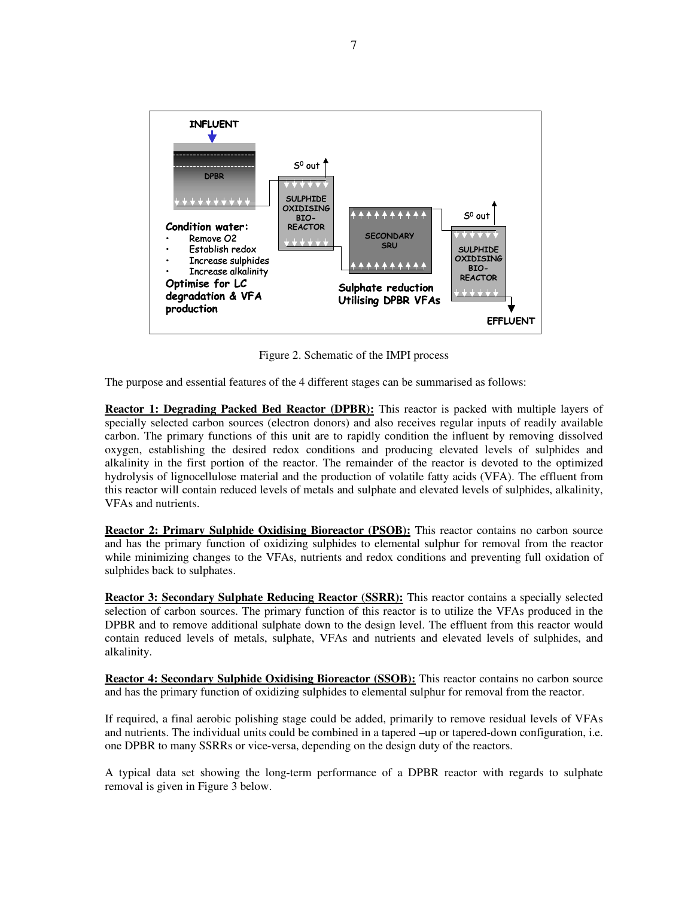INFLUENT

DPBR

$S^0$ out

SULPHIDE OXIDISING BIO-REACTOR

SECONDARY SRU

$S^0$ out

SULPHIDE OXIDISING BIO-REACTOR

**Condition water:**

- Remove O2
- Establish redox
- Increase sulphides
- Increase alkalinity

**Optimise for LC degradation & VFA production**

**Sulphate reduction Utilising DPBR VFAs**

EFFLUENT

Figure 2. Schematic of the IMPI process

The purpose and essential features of the 4 different stages can be summarised as follows:

**Reactor 1: Degrading Packed Bed Reactor (DPBR):** This reactor is packed with multiple layers of specially selected carbon sources (electron donors) and also receives regular inputs of readily available carbon. The primary functions of this unit are to rapidly condition the influent by removing dissolved oxygen, establishing the desired redox conditions and producing elevated levels of sulphides and alkalinity in the first portion of the reactor. The remainder of the reactor is devoted to the optimized hydrolysis of lignocellulose material and the production of volatile fatty acids (VFA). The effluent from this reactor will contain reduced levels of metals and sulphate and elevated levels of sulphides, alkalinity, VFAs and nutrients.

**Reactor 2: Primary Sulphide Oxidising Bioreactor (PSOB):** This reactor contains no carbon source and has the primary function of oxidizing sulphides to elemental sulphur for removal from the reactor while minimizing changes to the VFAs, nutrients and redox conditions and preventing full oxidation of sulphides back to sulphates.

**Reactor 3: Secondary Sulphate Reducing Reactor (SSRR):** This reactor contains a specially selected selection of carbon sources. The primary function of this reactor is to utilize the VFAs produced in the DPBR and to remove additional sulphate down to the design level. The effluent from this reactor would contain reduced levels of metals, sulphate, VFAs and nutrients and elevated levels of sulphides, and alkalinity.

**Reactor 4: Secondary Sulphide Oxidising Bioreactor (SSOB):** This reactor contains no carbon source and has the primary function of oxidizing sulphides to elemental sulphur for removal from the reactor.

If required, a final aerobic polishing stage could be added, primarily to remove residual levels of VFAs and nutrients. The individual units could be combined in a tapered –up or tapered-down configuration, i.e. one DPBR to many SSRRs or vice-versa, depending on the design duty of the reactors.

A typical data set showing the long-term performance of a DPBR reactor with regards to sulphate removal is given in Figure 3 below.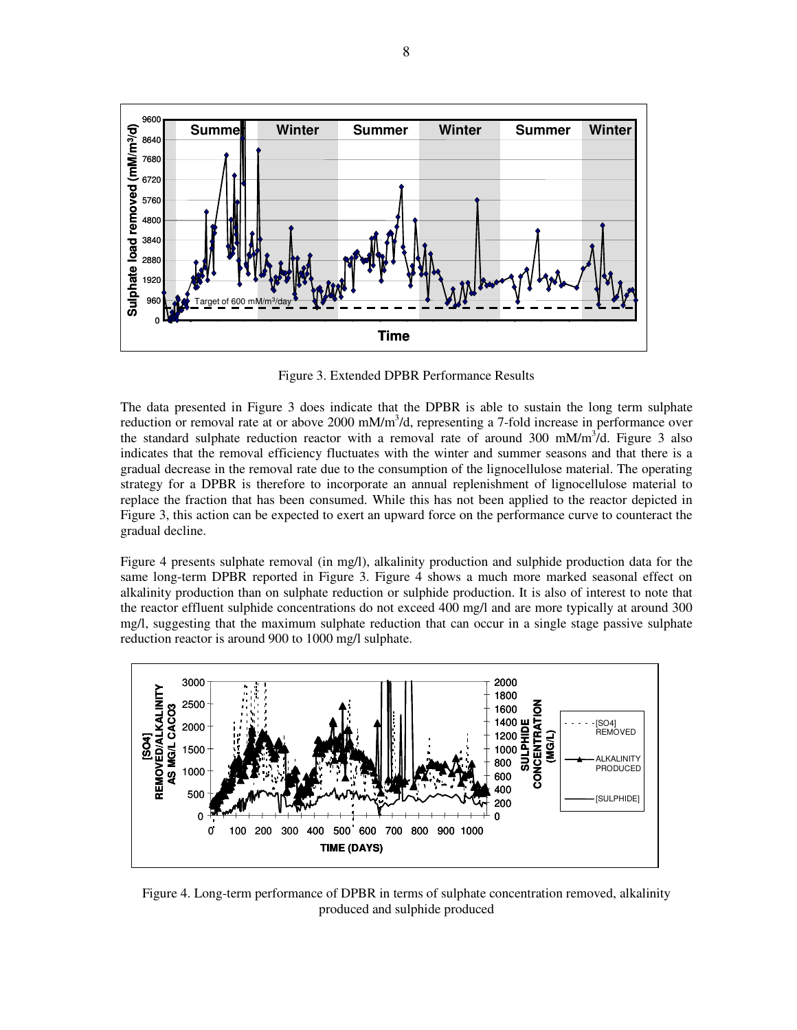Figure 3. Extended DPBR Performance Results

The data presented in Figure 3 does indicate that the DPBR is able to sustain the long term sulphate reduction or removal rate at or above 2000 mM/m$^3$/d, representing a 7-fold increase in performance over the standard sulphate reduction reactor with a removal rate of around 300 mM/m$^3$/d. Figure 3 also indicates that the removal efficiency fluctuates with the winter and summer seasons and that there is a gradual decrease in the removal rate due to the consumption of the lignocellulose material. The operating strategy for a DPBR is therefore to incorporate an annual replenishment of lignocellulose material to replace the fraction that has been consumed. While this has not been applied to the reactor depicted in Figure 3, this action can be expected to exert an upward force on the performance curve to counteract the gradual decline.

Figure 4 presents sulphate removal (in mg/l), alkalinity production and sulphide production data for the same long-term DPBR reported in Figure 3. Figure 4 shows a much more marked seasonal effect on alkalinity production than on sulphate reduction or sulphide production. It is also of interest to note that the reactor effluent sulphide concentrations do not exceed 400 mg/l and are more typically at around 300 mg/l, suggesting that the maximum sulphate reduction that can occur in a single stage passive sulphate reduction reactor is around 900 to 1000 mg/l sulphate.

Figure 4. Long-term performance of DPBR in terms of sulphate concentration removed, alkalinity produced and sulphide produced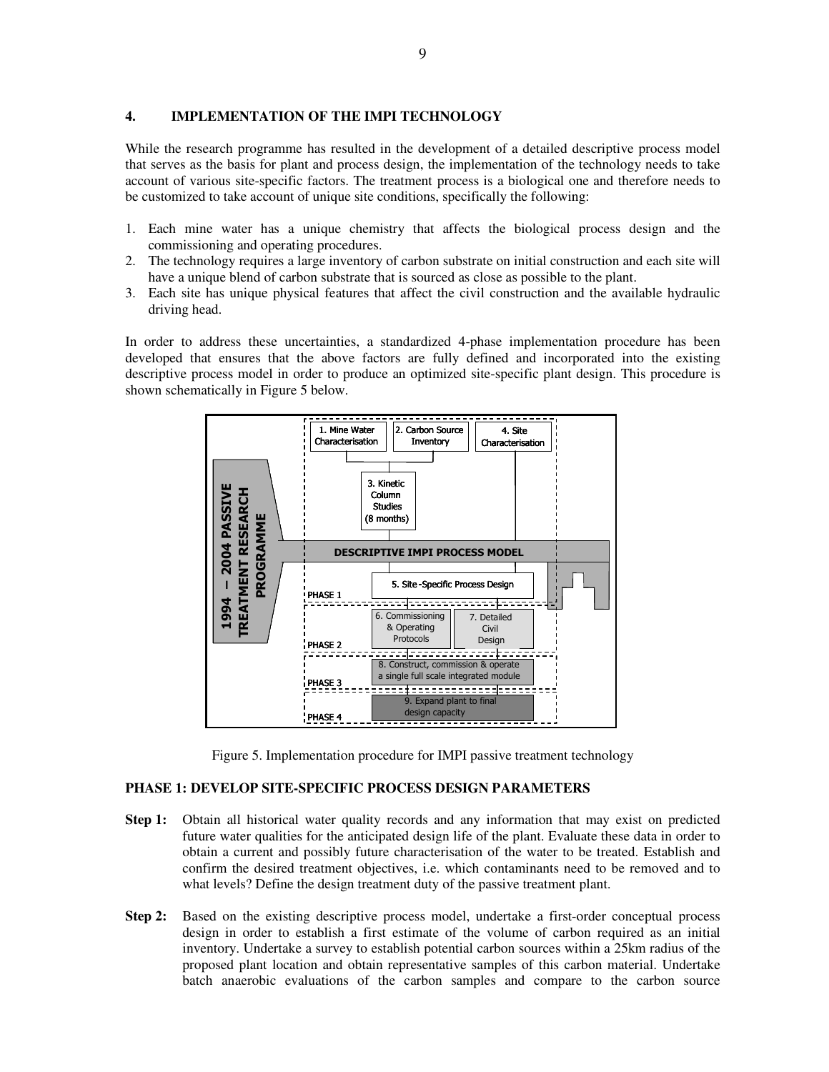## 4. IMPLEMENTATION OF THE IMPI TECHNOLOGY

While the research programme has resulted in the development of a detailed descriptive process model that serves as the basis for plant and process design, the implementation of the technology needs to take account of various site-specific factors. The treatment process is a biological one and therefore needs to be customized to take account of unique site conditions, specifically the following:

1. Each mine water has a unique chemistry that affects the biological process design and the commissioning and operating procedures.
2. The technology requires a large inventory of carbon substrate on initial construction and each site will have a unique blend of carbon substrate that is sourced as close as possible to the plant.
3. Each site has unique physical features that affect the civil construction and the available hydraulic driving head.

In order to address these uncertainties, a standardized 4-phase implementation procedure has been developed that ensures that the above factors are fully defined and incorporated into the existing descriptive process model in order to produce an optimized site-specific plant design. This procedure is shown schematically in Figure 5 below.

Figure 5. Implementation procedure for IMPI passive treatment technology

### PHASE 1: DEVELOP SITE-SPECIFIC PROCESS DESIGN PARAMETERS

**Step 1:** Obtain all historical water quality records and any information that may exist on predicted future water qualities for the anticipated design life of the plant. Evaluate these data in order to obtain a current and possibly future characterisation of the water to be treated. Establish and confirm the desired treatment objectives, i.e. which contaminants need to be removed and to what levels? Define the design treatment duty of the passive treatment plant.

**Step 2:** Based on the existing descriptive process model, undertake a first-order conceptual process design in order to establish a first estimate of the volume of carbon required as an initial inventory. Undertake a survey to establish potential carbon sources within a 25km radius of the proposed plant location and obtain representative samples of this carbon material. Undertake batch anaerobic evaluations of the carbon samples and compare to the carbon source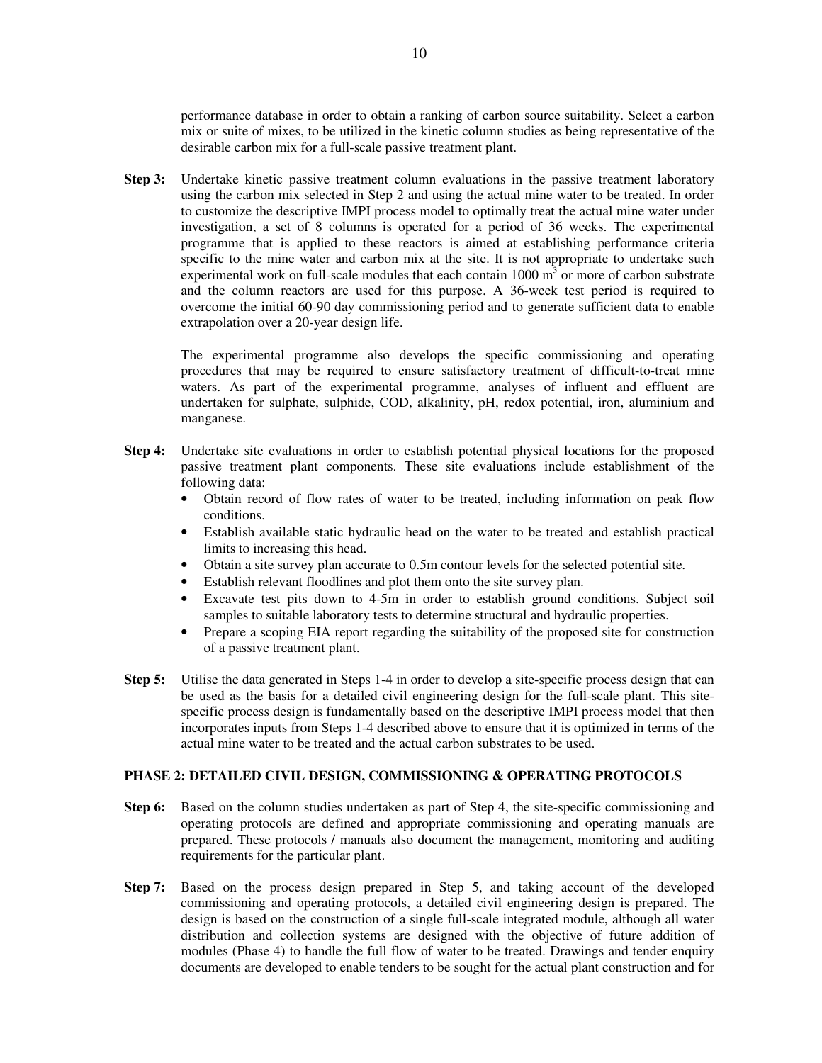performance database in order to obtain a ranking of carbon source suitability. Select a carbon mix or suite of mixes, to be utilized in the kinetic column studies as being representative of the desirable carbon mix for a full-scale passive treatment plant.

**Step 3:** Undertake kinetic passive treatment column evaluations in the passive treatment laboratory using the carbon mix selected in Step 2 and using the actual mine water to be treated. In order to customize the descriptive IMPI process model to optimally treat the actual mine water under investigation, a set of 8 columns is operated for a period of 36 weeks. The experimental programme that is applied to these reactors is aimed at establishing performance criteria specific to the mine water and carbon mix at the site. It is not appropriate to undertake such experimental work on full-scale modules that each contain 1000 $m^3$ or more of carbon substrate and the column reactors are used for this purpose. A 36-week test period is required to overcome the initial 60-90 day commissioning period and to generate sufficient data to enable extrapolation over a 20-year design life.

The experimental programme also develops the specific commissioning and operating procedures that may be required to ensure satisfactory treatment of difficult-to-treat mine waters. As part of the experimental programme, analyses of influent and effluent are undertaken for sulphate, sulphide, COD, alkalinity, pH, redox potential, iron, aluminium and manganese.

**Step 4:** Undertake site evaluations in order to establish potential physical locations for the proposed passive treatment plant components. These site evaluations include establishment of the following data:

- Obtain record of flow rates of water to be treated, including information on peak flow conditions.
- Establish available static hydraulic head on the water to be treated and establish practical limits to increasing this head.
- Obtain a site survey plan accurate to 0.5m contour levels for the selected potential site.
- Establish relevant floodlines and plot them onto the site survey plan.
- Excavate test pits down to 4-5m in order to establish ground conditions. Subject soil samples to suitable laboratory tests to determine structural and hydraulic properties.
- Prepare a scoping EIA report regarding the suitability of the proposed site for construction of a passive treatment plant.

**Step 5:** Utilise the data generated in Steps 1-4 in order to develop a site-specific process design that can be used as the basis for a detailed civil engineering design for the full-scale plant. This site-specific process design is fundamentally based on the descriptive IMPI process model that then incorporates inputs from Steps 1-4 described above to ensure that it is optimized in terms of the actual mine water to be treated and the actual carbon substrates to be used.

**PHASE 2: DETAILED CIVIL DESIGN, COMMISSIONING & OPERATING PROTOCOLS**

**Step 6:** Based on the column studies undertaken as part of Step 4, the site-specific commissioning and operating protocols are defined and appropriate commissioning and operating manuals are prepared. These protocols / manuals also document the management, monitoring and auditing requirements for the particular plant.

**Step 7:** Based on the process design prepared in Step 5, and taking account of the developed commissioning and operating protocols, a detailed civil engineering design is prepared. The design is based on the construction of a single full-scale integrated module, although all water distribution and collection systems are designed with the objective of future addition of modules (Phase 4) to handle the full flow of water to be treated. Drawings and tender enquiry documents are developed to enable tenders to be sought for the actual plant construction and for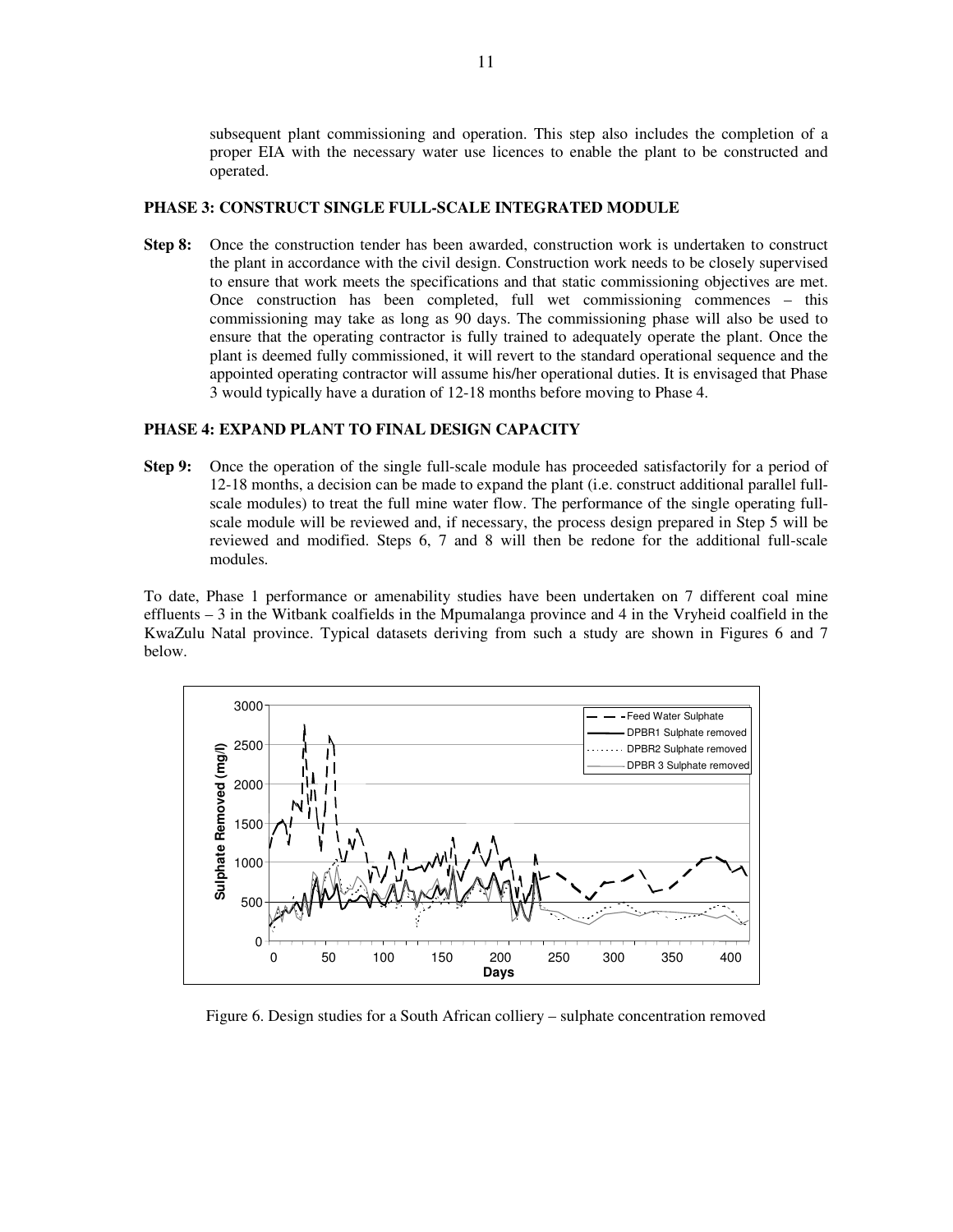subsequent plant commissioning and operation. This step also includes the completion of a proper EIA with the necessary water use licences to enable the plant to be constructed and operated.

**PHASE 3: CONSTRUCT SINGLE FULL-SCALE INTEGRATED MODULE**

**Step 8:** Once the construction tender has been awarded, construction work is undertaken to construct the plant in accordance with the civil design. Construction work needs to be closely supervised to ensure that work meets the specifications and that static commissioning objectives are met. Once construction has been completed, full wet commissioning commences – this commissioning may take as long as 90 days. The commissioning phase will also be used to ensure that the operating contractor is fully trained to adequately operate the plant. Once the plant is deemed fully commissioned, it will revert to the standard operational sequence and the appointed operating contractor will assume his/her operational duties. It is envisaged that Phase 3 would typically have a duration of 12-18 months before moving to Phase 4.

**PHASE 4: EXPAND PLANT TO FINAL DESIGN CAPACITY**

**Step 9:** Once the operation of the single full-scale module has proceeded satisfactorily for a period of 12-18 months, a decision can be made to expand the plant (i.e. construct additional parallel full-scale modules) to treat the full mine water flow. The performance of the single operating full-scale module will be reviewed and, if necessary, the process design prepared in Step 5 will be reviewed and modified. Steps 6, 7 and 8 will then be redone for the additional full-scale modules.

To date, Phase 1 performance or amenability studies have been undertaken on 7 different coal mine effluents – 3 in the Witbank coalfields in the Mpumalanga province and 4 in the Vryheid coalfield in the KwaZulu Natal province. Typical datasets deriving from such a study are shown in Figures 6 and 7 below.

Figure 6. Design studies for a South African colliery – sulphate concentration removed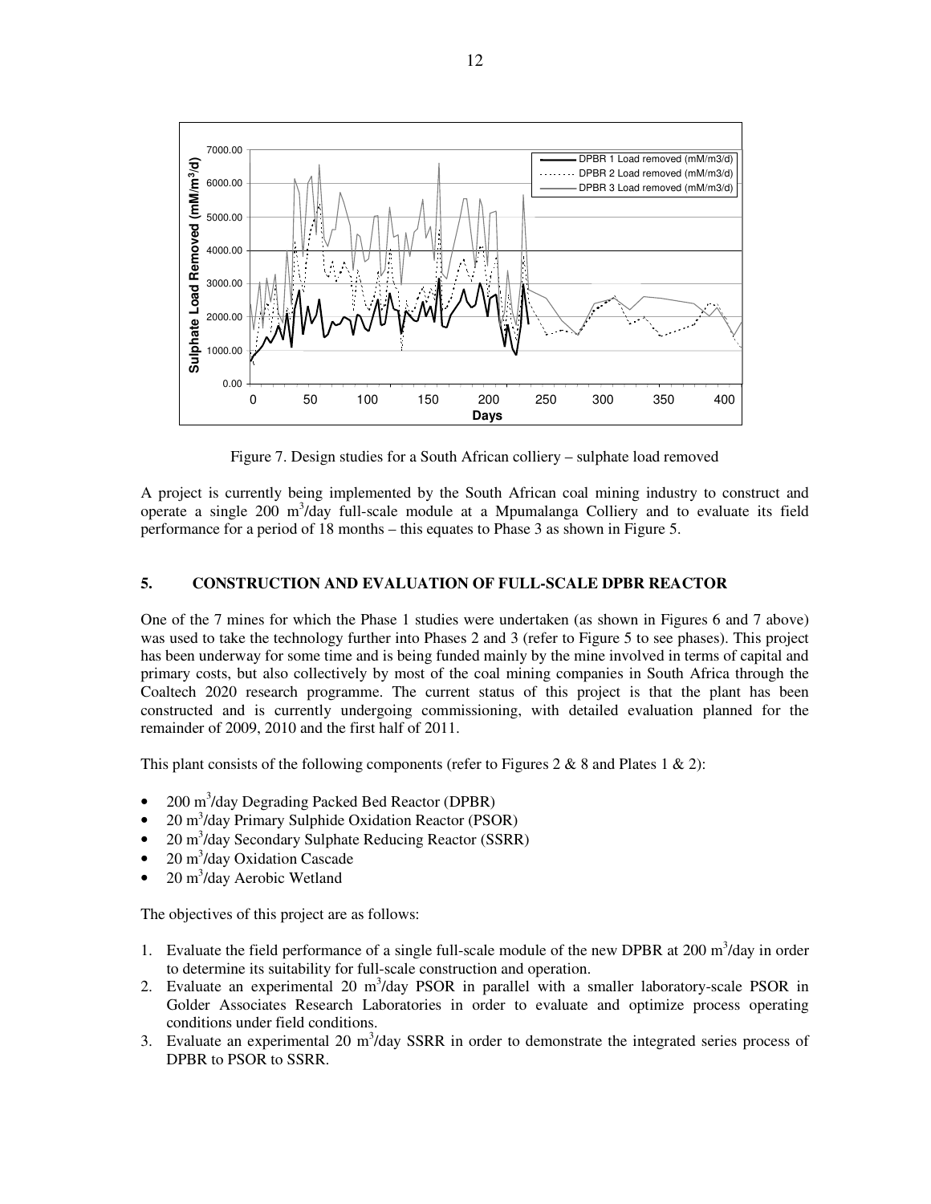Figure 7. Design studies for a South African colliery – sulphate load removed

A project is currently being implemented by the South African coal mining industry to construct and operate a single 200 m$^3$/day full-scale module at a Mpumalanga Colliery and to evaluate its field performance for a period of 18 months – this equates to Phase 3 as shown in Figure 5.

## 5. CONSTRUCTION AND EVALUATION OF FULL-SCALE DPBR REACTOR

One of the 7 mines for which the Phase 1 studies were undertaken (as shown in Figures 6 and 7 above) was used to take the technology further into Phases 2 and 3 (refer to Figure 5 to see phases). This project has been underway for some time and is being funded mainly by the mine involved in terms of capital and primary costs, but also collectively by most of the coal mining companies in South Africa through the Coaltech 2020 research programme. The current status of this project is that the plant has been constructed and is currently undergoing commissioning, with detailed evaluation planned for the remainder of 2009, 2010 and the first half of 2011.

This plant consists of the following components (refer to Figures 2 & 8 and Plates 1 & 2):

- 200 m$^3$/day Degrading Packed Bed Reactor (DPBR)
- 20 m$^3$/day Primary Sulphide Oxidation Reactor (PSOR)
- 20 m$^3$/day Secondary Sulphate Reducing Reactor (SSRR)
- 20 m$^3$/day Oxidation Cascade
- 20 m$^3$/day Aerobic Wetland

The objectives of this project are as follows:

1. Evaluate the field performance of a single full-scale module of the new DPBR at 200 m$^3$/day in order to determine its suitability for full-scale construction and operation.
2. Evaluate an experimental 20 m$^3$/day PSOR in parallel with a smaller laboratory-scale PSOR in Golder Associates Research Laboratories in order to evaluate and optimize process operating conditions under field conditions.
3. Evaluate an experimental 20 m$^3$/day SSRR in order to demonstrate the integrated series process of DPBR to PSOR to SSRR.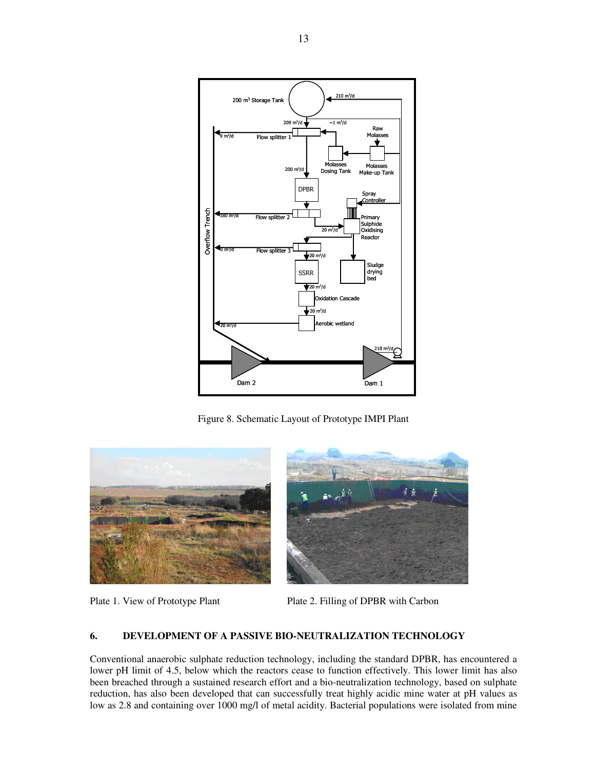Figure 8. Schematic Layout of Prototype IMPI Plant

Plate 1. View of Prototype Plant

Plate 2. Filling of DPBR with Carbon

## 6. DEVELOPMENT OF A PASSIVE BIO-NEUTRALIZATION TECHNOLOGY

Conventional anaerobic sulphate reduction technology, including the standard DPBR, has encountered a lower pH limit of 4.5, below which the reactors cease to function effectively. This lower limit has also been breached through a sustained research effort and a bio-neutralization technology, based on sulphate reduction, has also been developed that can successfully treat highly acidic mine water at pH values as low as 2.8 and containing over 1000 mg/l of metal acidity. Bacterial populations were isolated from mine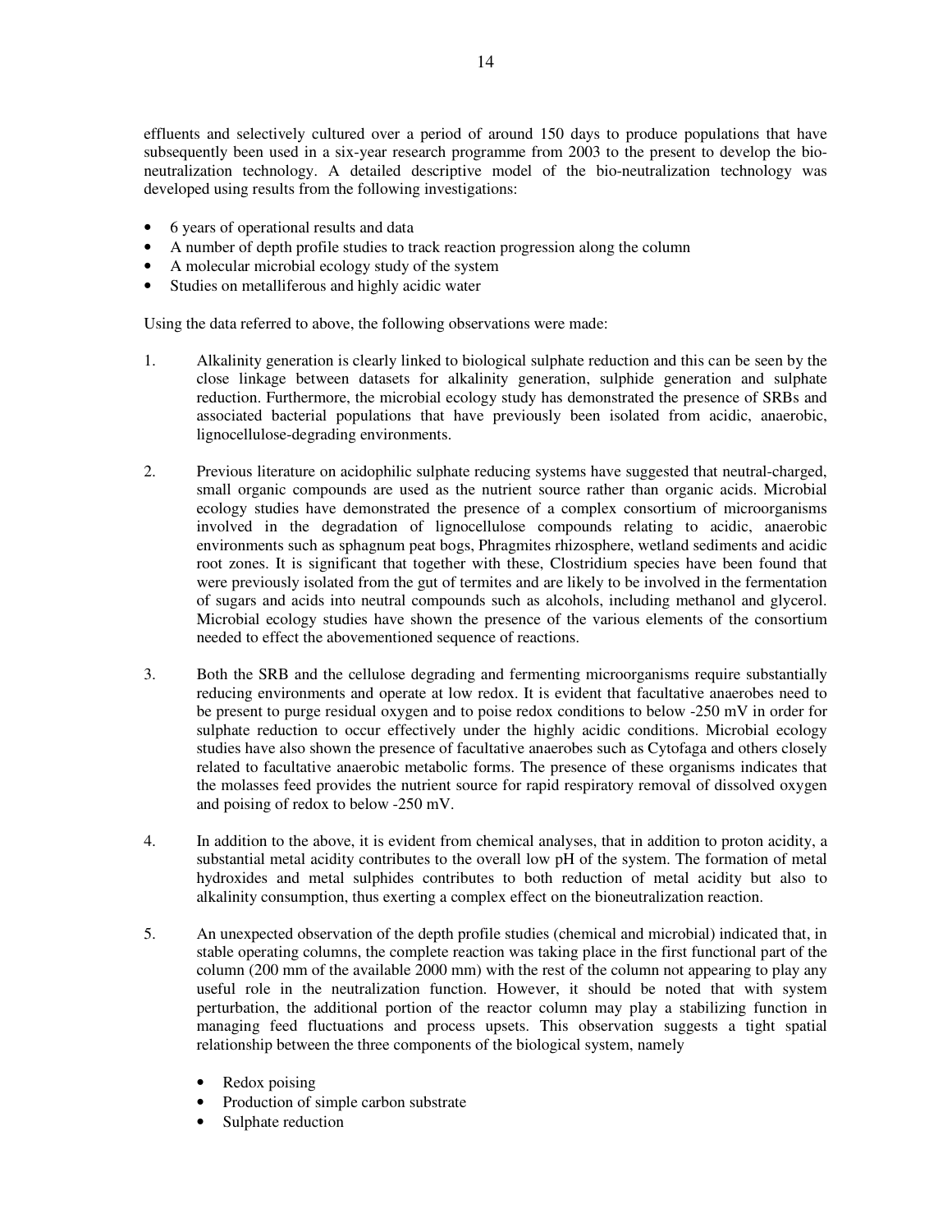effluents and selectively cultured over a period of around 150 days to produce populations that have subsequently been used in a six-year research programme from 2003 to the present to develop the bio-neutralization technology. A detailed descriptive model of the bio-neutralization technology was developed using results from the following investigations:

- 6 years of operational results and data
- A number of depth profile studies to track reaction progression along the column
- A molecular microbial ecology study of the system
- Studies on metalliferous and highly acidic water

Using the data referred to above, the following observations were made:

1. Alkalinity generation is clearly linked to biological sulphate reduction and this can be seen by the close linkage between datasets for alkalinity generation, sulphide generation and sulphate reduction. Furthermore, the microbial ecology study has demonstrated the presence of SRBs and associated bacterial populations that have previously been isolated from acidic, anaerobic, lignocellulose-degrading environments.

2. Previous literature on acidophilic sulphate reducing systems have suggested that neutral-charged, small organic compounds are used as the nutrient source rather than organic acids. Microbial ecology studies have demonstrated the presence of a complex consortium of microorganisms involved in the degradation of lignocellulose compounds relating to acidic, anaerobic environments such as sphagnum peat bogs, Phragmites rhizosphere, wetland sediments and acidic root zones. It is significant that together with these, Clostridium species have been found that were previously isolated from the gut of termites and are likely to be involved in the fermentation of sugars and acids into neutral compounds such as alcohols, including methanol and glycerol. Microbial ecology studies have shown the presence of the various elements of the consortium needed to effect the abovementioned sequence of reactions.

3. Both the SRB and the cellulose degrading and fermenting microorganisms require substantially reducing environments and operate at low redox. It is evident that facultative anaerobes need to be present to purge residual oxygen and to poise redox conditions to below -250 mV in order for sulphate reduction to occur effectively under the highly acidic conditions. Microbial ecology studies have also shown the presence of facultative anaerobes such as Cytofaga and others closely related to facultative anaerobic metabolic forms. The presence of these organisms indicates that the molasses feed provides the nutrient source for rapid respiratory removal of dissolved oxygen and poising of redox to below -250 mV.

4. In addition to the above, it is evident from chemical analyses, that in addition to proton acidity, a substantial metal acidity contributes to the overall low pH of the system. The formation of metal hydroxides and metal sulphides contributes to both reduction of metal acidity but also to alkalinity consumption, thus exerting a complex effect on the bioneutralization reaction.

5. An unexpected observation of the depth profile studies (chemical and microbial) indicated that, in stable operating columns, the complete reaction was taking place in the first functional part of the column (200 mm of the available 2000 mm) with the rest of the column not appearing to play any useful role in the neutralization function. However, it should be noted that with system perturbation, the additional portion of the reactor column may play a stabilizing function in managing feed fluctuations and process upsets. This observation suggests a tight spatial relationship between the three components of the biological system, namely

   - Redox poising
   - Production of simple carbon substrate
   - Sulphate reduction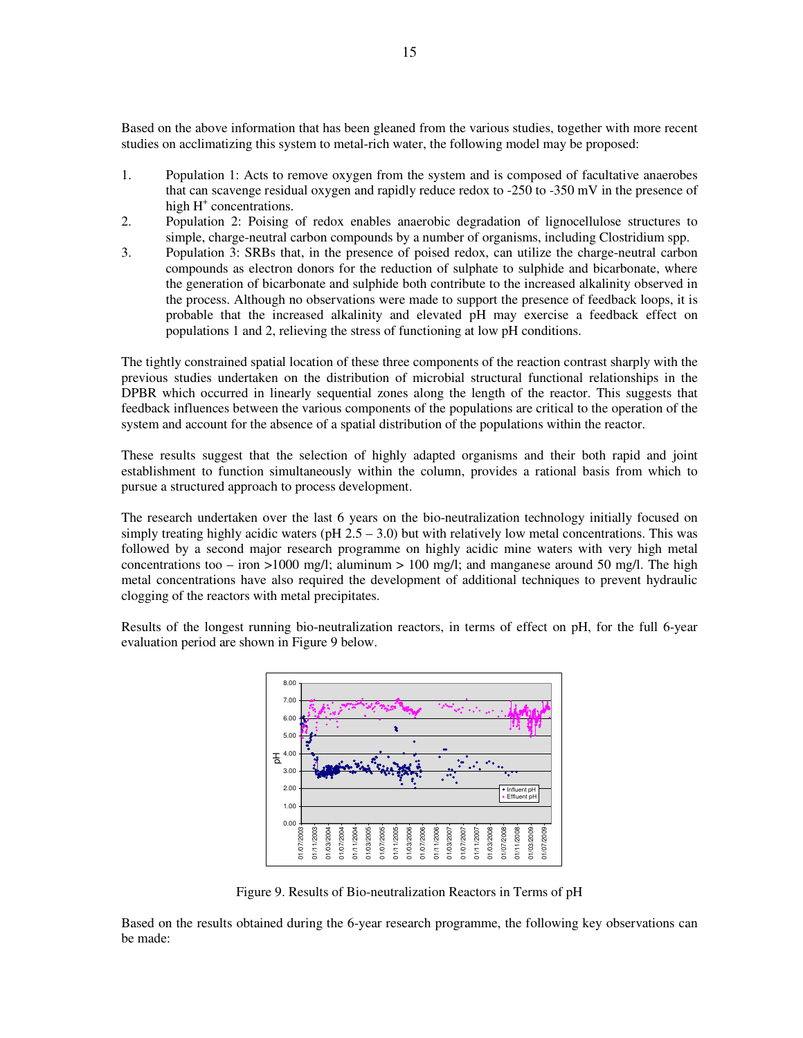Based on the above information that has been gleaned from the various studies, together with more recent studies on acclimatizing this system to metal-rich water, the following model may be proposed:

1. Population 1: Acts to remove oxygen from the system and is composed of facultative anaerobes that can scavenge residual oxygen and rapidly reduce redox to -250 to -350 mV in the presence of high $H^+$ concentrations.
2. Population 2: Poising of redox enables anaerobic degradation of lignocellulose structures to simple, charge-neutral carbon compounds by a number of organisms, including Clostridium spp.
3. Population 3: SRBs that, in the presence of poised redox, can utilize the charge-neutral carbon compounds as electron donors for the reduction of sulphate to sulphide and bicarbonate, where the generation of bicarbonate and sulphide both contribute to the increased alkalinity observed in the process. Although no observations were made to support the presence of feedback loops, it is probable that the increased alkalinity and elevated pH may exercise a feedback effect on populations 1 and 2, relieving the stress of functioning at low pH conditions.

The tightly constrained spatial location of these three components of the reaction contrast sharply with the previous studies undertaken on the distribution of microbial structural functional relationships in the DPBR which occurred in linearly sequential zones along the length of the reactor. This suggests that feedback influences between the various components of the populations are critical to the operation of the system and account for the absence of a spatial distribution of the populations within the reactor.

These results suggest that the selection of highly adapted organisms and their both rapid and joint establishment to function simultaneously within the column, provides a rational basis from which to pursue a structured approach to process development.

The research undertaken over the last 6 years on the bio-neutralization technology initially focused on simply treating highly acidic waters (pH 2.5 – 3.0) but with relatively low metal concentrations. This was followed by a second major research programme on highly acidic mine waters with very high metal concentrations too – iron >1000 mg/l; aluminum > 100 mg/l; and manganese around 50 mg/l. The high metal concentrations have also required the development of additional techniques to prevent hydraulic clogging of the reactors with metal precipitates.

Results of the longest running bio-neutralization reactors, in terms of effect on pH, for the full 6-year evaluation period are shown in Figure 9 below.

Figure 9. Results of Bio-neutralization Reactors in Terms of pH

Based on the results obtained during the 6-year research programme, the following key observations can be made: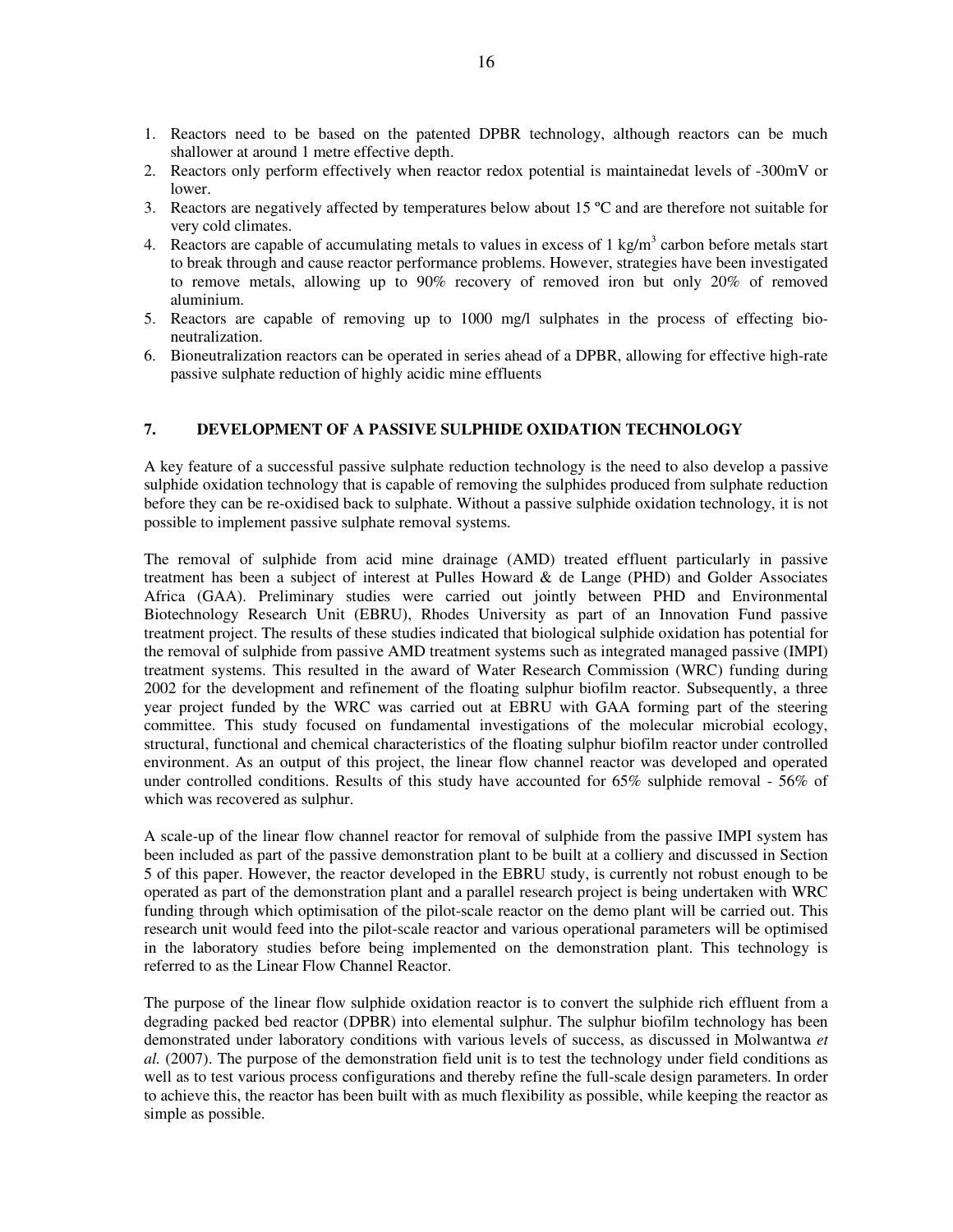1. Reactors need to be based on the patented DPBR technology, although reactors can be much shallower at around 1 metre effective depth.
2. Reactors only perform effectively when reactor redox potential is maintainedat levels of -300mV or lower.
3. Reactors are negatively affected by temperatures below about 15 ºC and are therefore not suitable for very cold climates.
4. Reactors are capable of accumulating metals to values in excess of 1 $kg/m^3$ carbon before metals start to break through and cause reactor performance problems. However, strategies have been investigated to remove metals, allowing up to 90% recovery of removed iron but only 20% of removed aluminium.
5. Reactors are capable of removing up to 1000 mg/l sulphates in the process of effecting bio-neutralization.
6. Bioneutralization reactors can be operated in series ahead of a DPBR, allowing for effective high-rate passive sulphate reduction of highly acidic mine effluents

## 7. DEVELOPMENT OF A PASSIVE SULPHIDE OXIDATION TECHNOLOGY

A key feature of a successful passive sulphate reduction technology is the need to also develop a passive sulphide oxidation technology that is capable of removing the sulphides produced from sulphate reduction before they can be re-oxidised back to sulphate. Without a passive sulphide oxidation technology, it is not possible to implement passive sulphate removal systems.

The removal of sulphide from acid mine drainage (AMD) treated effluent particularly in passive treatment has been a subject of interest at Pulles Howard & de Lange (PHD) and Golder Associates Africa (GAA). Preliminary studies were carried out jointly between PHD and Environmental Biotechnology Research Unit (EBRU), Rhodes University as part of an Innovation Fund passive treatment project. The results of these studies indicated that biological sulphide oxidation has potential for the removal of sulphide from passive AMD treatment systems such as integrated managed passive (IMPI) treatment systems. This resulted in the award of Water Research Commission (WRC) funding during 2002 for the development and refinement of the floating sulphur biofilm reactor. Subsequently, a three year project funded by the WRC was carried out at EBRU with GAA forming part of the steering committee. This study focused on fundamental investigations of the molecular microbial ecology, structural, functional and chemical characteristics of the floating sulphur biofilm reactor under controlled environment. As an output of this project, the linear flow channel reactor was developed and operated under controlled conditions. Results of this study have accounted for 65% sulphide removal - 56% of which was recovered as sulphur.

A scale-up of the linear flow channel reactor for removal of sulphide from the passive IMPI system has been included as part of the passive demonstration plant to be built at a colliery and discussed in Section 5 of this paper. However, the reactor developed in the EBRU study, is currently not robust enough to be operated as part of the demonstration plant and a parallel research project is being undertaken with WRC funding through which optimisation of the pilot-scale reactor on the demo plant will be carried out. This research unit would feed into the pilot-scale reactor and various operational parameters will be optimised in the laboratory studies before being implemented on the demonstration plant. This technology is referred to as the Linear Flow Channel Reactor.

The purpose of the linear flow sulphide oxidation reactor is to convert the sulphide rich effluent from a degrading packed bed reactor (DPBR) into elemental sulphur. The sulphur biofilm technology has been demonstrated under laboratory conditions with various levels of success, as discussed in Molwantwa *et al.* (2007). The purpose of the demonstration field unit is to test the technology under field conditions as well as to test various process configurations and thereby refine the full-scale design parameters. In order to achieve this, the reactor has been built with as much flexibility as possible, while keeping the reactor as simple as possible.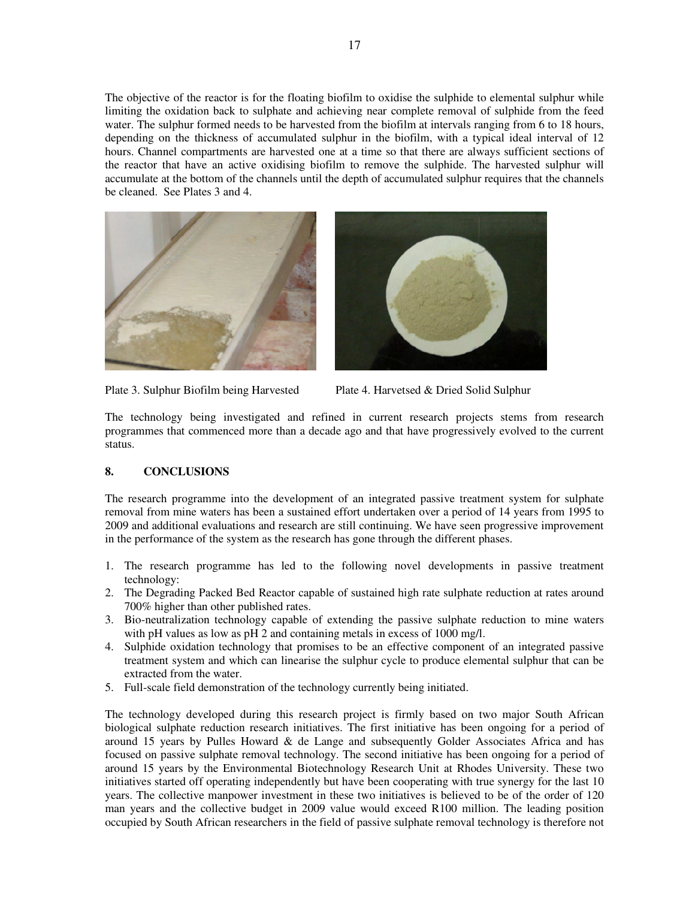The objective of the reactor is for the floating biofilm to oxidise the sulphide to elemental sulphur while limiting the oxidation back to sulphate and achieving near complete removal of sulphide from the feed water. The sulphur formed needs to be harvested from the biofilm at intervals ranging from 6 to 18 hours, depending on the thickness of accumulated sulphur in the biofilm, with a typical ideal interval of 12 hours. Channel compartments are harvested one at a time so that there are always sufficient sections of the reactor that have an active oxidising biofilm to remove the sulphide. The harvested sulphur will accumulate at the bottom of the channels until the depth of accumulated sulphur requires that the channels be cleaned. See Plates 3 and 4.

Plate 3. Sulphur Biofilm being Harvested

Plate 4. Harvetsed & Dried Solid Sulphur

The technology being investigated and refined in current research projects stems from research programmes that commenced more than a decade ago and that have progressively evolved to the current status.

## 8. CONCLUSIONS

The research programme into the development of an integrated passive treatment system for sulphate removal from mine waters has been a sustained effort undertaken over a period of 14 years from 1995 to 2009 and additional evaluations and research are still continuing. We have seen progressive improvement in the performance of the system as the research has gone through the different phases.

1. The research programme has led to the following novel developments in passive treatment technology:
2. The Degrading Packed Bed Reactor capable of sustained high rate sulphate reduction at rates around 700% higher than other published rates.
3. Bio-neutralization technology capable of extending the passive sulphate reduction to mine waters with pH values as low as pH 2 and containing metals in excess of 1000 mg/l.
4. Sulphide oxidation technology that promises to be an effective component of an integrated passive treatment system and which can linearise the sulphur cycle to produce elemental sulphur that can be extracted from the water.
5. Full-scale field demonstration of the technology currently being initiated.

The technology developed during this research project is firmly based on two major South African biological sulphate reduction research initiatives. The first initiative has been ongoing for a period of around 15 years by Pulles Howard & de Lange and subsequently Golder Associates Africa and has focused on passive sulphate removal technology. The second initiative has been ongoing for a period of around 15 years by the Environmental Biotechnology Research Unit at Rhodes University. These two initiatives started off operating independently but have been cooperating with true synergy for the last 10 years. The collective manpower investment in these two initiatives is believed to be of the order of 120 man years and the collective budget in 2009 value would exceed R100 million. The leading position occupied by South African researchers in the field of passive sulphate removal technology is therefore not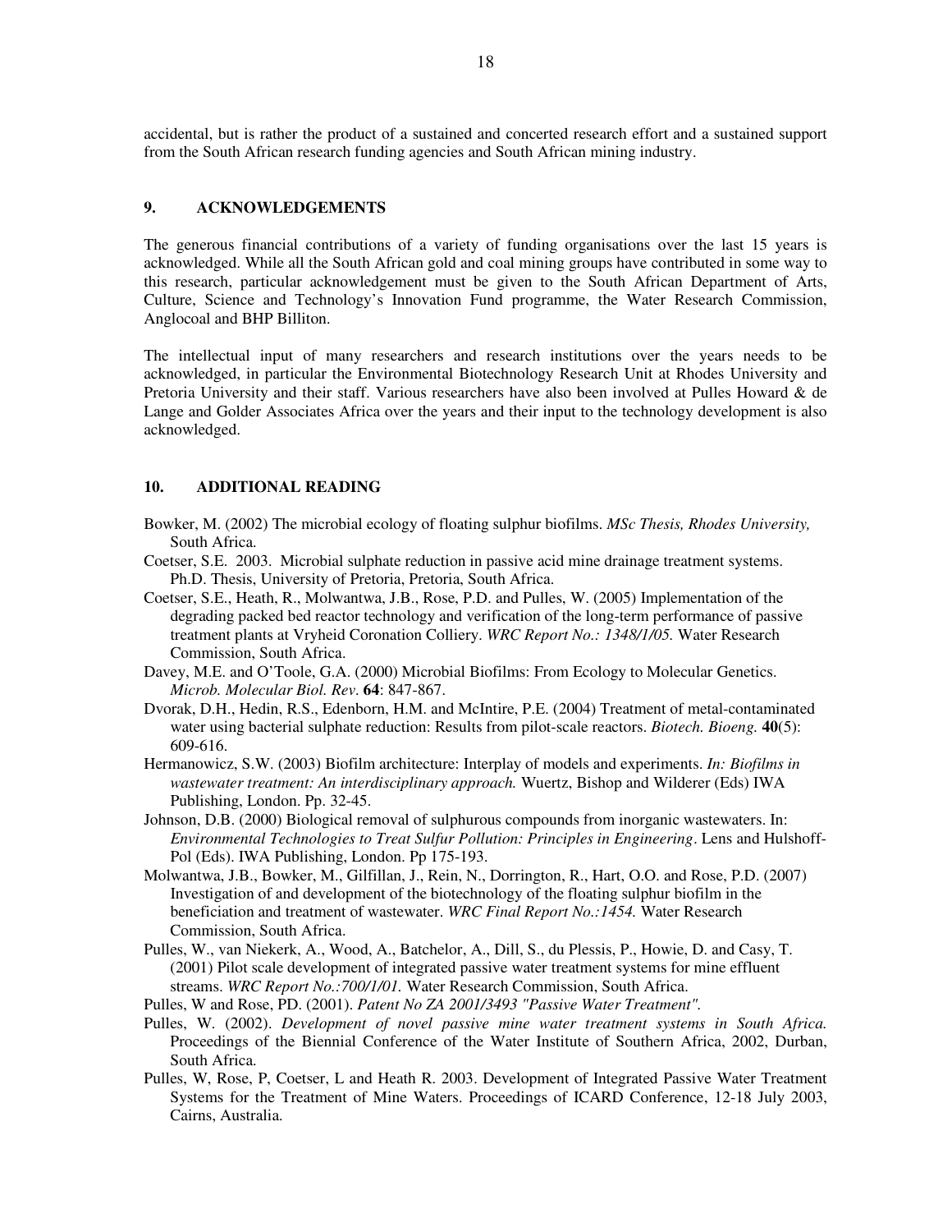accidental, but is rather the product of a sustained and concerted research effort and a sustained support from the South African research funding agencies and South African mining industry.

## 9. ACKNOWLEDGEMENTS

The generous financial contributions of a variety of funding organisations over the last 15 years is acknowledged. While all the South African gold and coal mining groups have contributed in some way to this research, particular acknowledgement must be given to the South African Department of Arts, Culture, Science and Technology's Innovation Fund programme, the Water Research Commission, Anglocoal and BHP Billiton.

The intellectual input of many researchers and research institutions over the years needs to be acknowledged, in particular the Environmental Biotechnology Research Unit at Rhodes University and Pretoria University and their staff. Various researchers have also been involved at Pulles Howard & de Lange and Golder Associates Africa over the years and their input to the technology development is also acknowledged.

## 10. ADDITIONAL READING

Bowker, M. (2002) The microbial ecology of floating sulphur biofilms. *MSc Thesis, Rhodes University,* South Africa.

Coetser, S.E. 2003. Microbial sulphate reduction in passive acid mine drainage treatment systems. Ph.D. Thesis, University of Pretoria, Pretoria, South Africa.

Coetser, S.E., Heath, R., Molwantwa, J.B., Rose, P.D. and Pulles, W. (2005) Implementation of the degrading packed bed reactor technology and verification of the long-term performance of passive treatment plants at Vryheid Coronation Colliery. *WRC Report No.: 1348/1/05.* Water Research Commission, South Africa.

Davey, M.E. and O'Toole, G.A. (2000) Microbial Biofilms: From Ecology to Molecular Genetics. *Microb. Molecular Biol. Rev.* **64**: 847-867.

Dvorak, D.H., Hedin, R.S., Edenborn, H.M. and McIntire, P.E. (2004) Treatment of metal-contaminated water using bacterial sulphate reduction: Results from pilot-scale reactors. *Biotech. Bioeng.* **40**(5): 609-616.

Hermanowicz, S.W. (2003) Biofilm architecture: Interplay of models and experiments. *In: Biofilms in wastewater treatment: An interdisciplinary approach.* Wuertz, Bishop and Wilderer (Eds) IWA Publishing, London. Pp. 32-45.

Johnson, D.B. (2000) Biological removal of sulphurous compounds from inorganic wastewaters. In: *Environmental Technologies to Treat Sulfur Pollution: Principles in Engineering*. Lens and Hulshoff-Pol (Eds). IWA Publishing, London. Pp 175-193.

Molwantwa, J.B., Bowker, M., Gilfillan, J., Rein, N., Dorrington, R., Hart, O.O. and Rose, P.D. (2007) Investigation of and development of the biotechnology of the floating sulphur biofilm in the beneficiation and treatment of wastewater. *WRC Final Report No.:1454.* Water Research Commission, South Africa.

Pulles, W., van Niekerk, A., Wood, A., Batchelor, A., Dill, S., du Plessis, P., Howie, D. and Casy, T. (2001) Pilot scale development of integrated passive water treatment systems for mine effluent streams. *WRC Report No.:700/1/01.* Water Research Commission, South Africa.

Pulles, W and Rose, PD. (2001). *Patent No ZA 2001/3493 "Passive Water Treatment".*

Pulles, W. (2002). *Development of novel passive mine water treatment systems in South Africa.* Proceedings of the Biennial Conference of the Water Institute of Southern Africa, 2002, Durban, South Africa.

Pulles, W, Rose, P, Coetser, L and Heath R. 2003. Development of Integrated Passive Water Treatment Systems for the Treatment of Mine Waters. Proceedings of ICARD Conference, 12-18 July 2003, Cairns, Australia.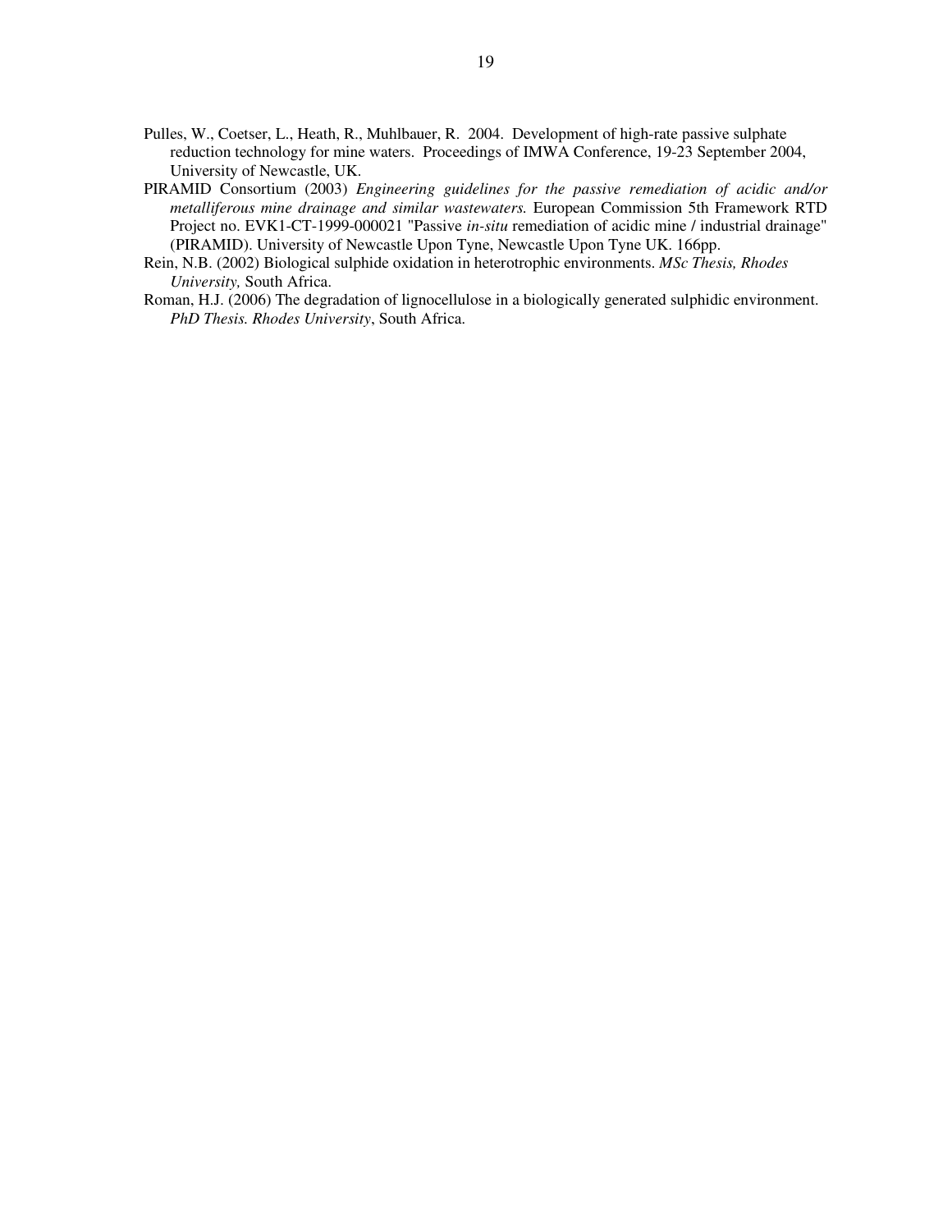Pulles, W., Coetser, L., Heath, R., Muhlbauer, R. 2004. Development of high-rate passive sulphate reduction technology for mine waters. Proceedings of IMWA Conference, 19-23 September 2004, University of Newcastle, UK.

PIRAMID Consortium (2003) *Engineering guidelines for the passive remediation of acidic and/or metalliferous mine drainage and similar wastewaters.* European Commission 5th Framework RTD Project no. EVK1-CT-1999-000021 "Passive *in-situ* remediation of acidic mine / industrial drainage" (PIRAMID). University of Newcastle Upon Tyne, Newcastle Upon Tyne UK. 166pp.

Rein, N.B. (2002) Biological sulphide oxidation in heterotrophic environments. *MSc Thesis, Rhodes University,* South Africa.

Roman, H.J. (2006) The degradation of lignocellulose in a biologically generated sulphidic environment. *PhD Thesis. Rhodes University*, South Africa.